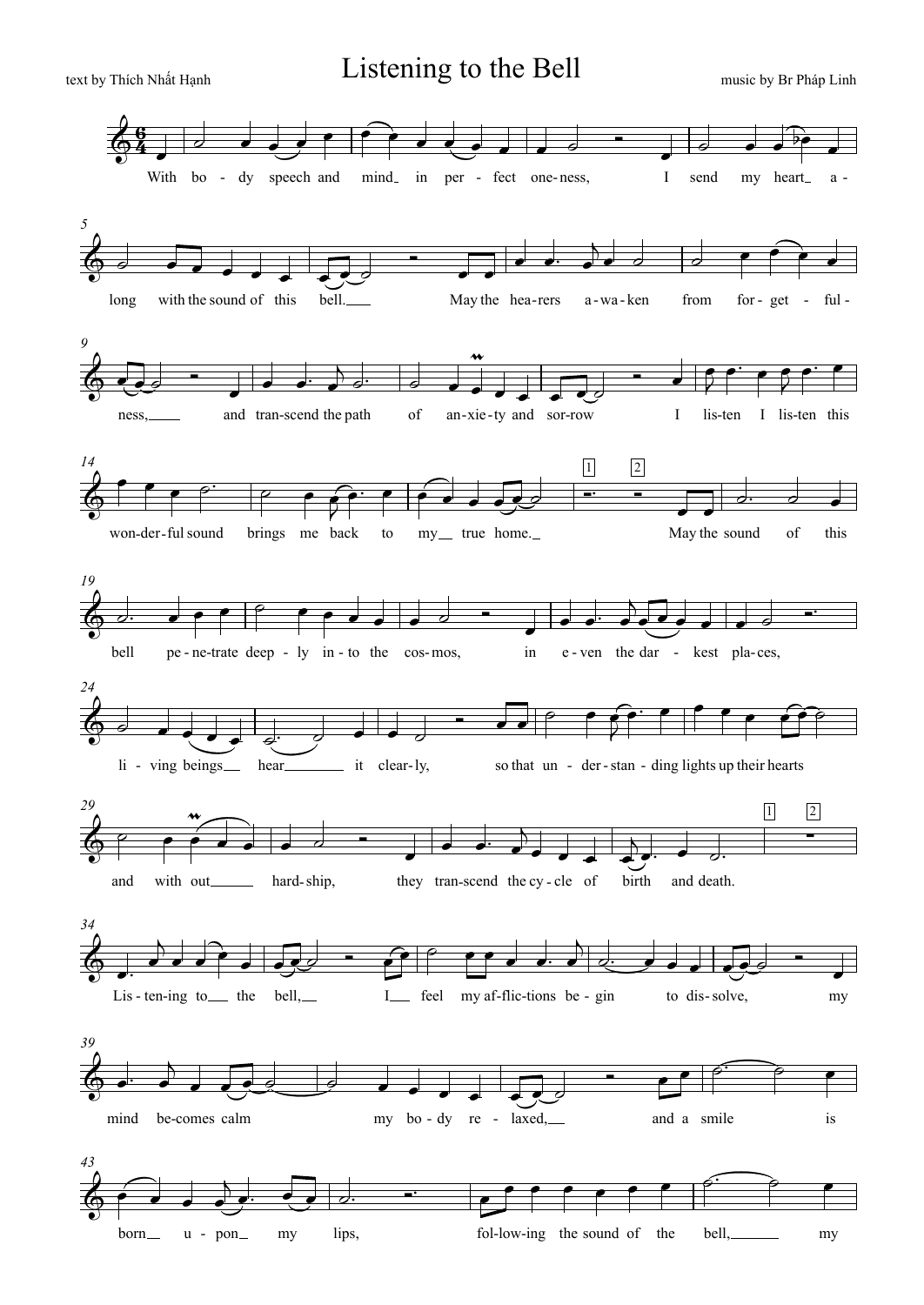text by Thích Nhất Hạnh

# Listening to the Bell

music by Br Pháp Linh

With bo - dy speech and mind in per - fect one-ness, I send my heart a - long with the sound of this bell. May the hea-rers a-wa-ken from for-get - ful-ness, and tran-scend the path of an-xie-ty and sor-row I lis-ten I lis-ten this won-der-ful sound brings me back to my true home.

May the sound of this bell pe-ne-trate deep - ly in-to the cos-mos, in e-ven the dar - kest pla-ces, li - ving beings hear it clear-ly, so that un - der-stan - ding lights up their hearts and with out hard-ship, they tran-scend the cy-cle of birth and death.

Lis-ten-ing to the bell, I feel my af-flic-tions be-gin to dis-solve, my mind be-comes calm my bo-dy re - laxed, and a smile is born u - pon my lips, fol-low-ing the sound of the bell, my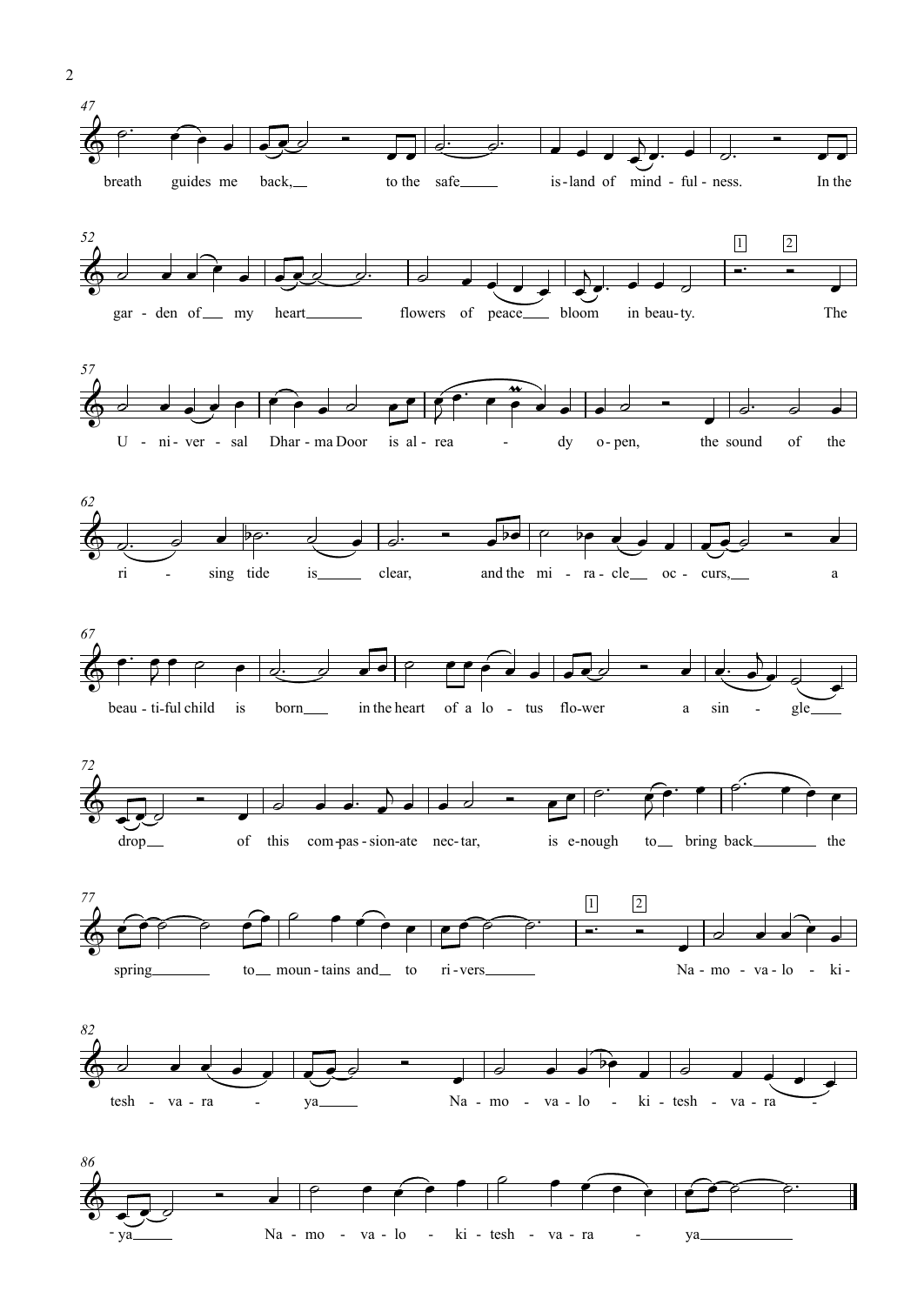47
breath guides me back, to the safe is-land of mind-ful-ness. In the

52
gar-den of my heart flowers of peace bloom in beau-ty. The

57
U-ni-ver-sal Dhar-ma Door is al-rea-dy o-pen, the sound of the

62
ri-sing tide is clear, and the mi-ra-cle oc-curs, a

67
beau-ti-ful child is born in the heart of a lo-tus flo-wer a sin-gle

72
drop of this com-pas-sion-ate nec-tar, is e-nough to bring back the

77
spring to moun-tains and to ri-vers Na-mo-va-lo-ki-

82
tesh-va-ra-ya Na-mo-va-lo-ki-tesh-va-ra-

86
-ya Na-mo-va-lo-ki-tesh-va-ra-ya